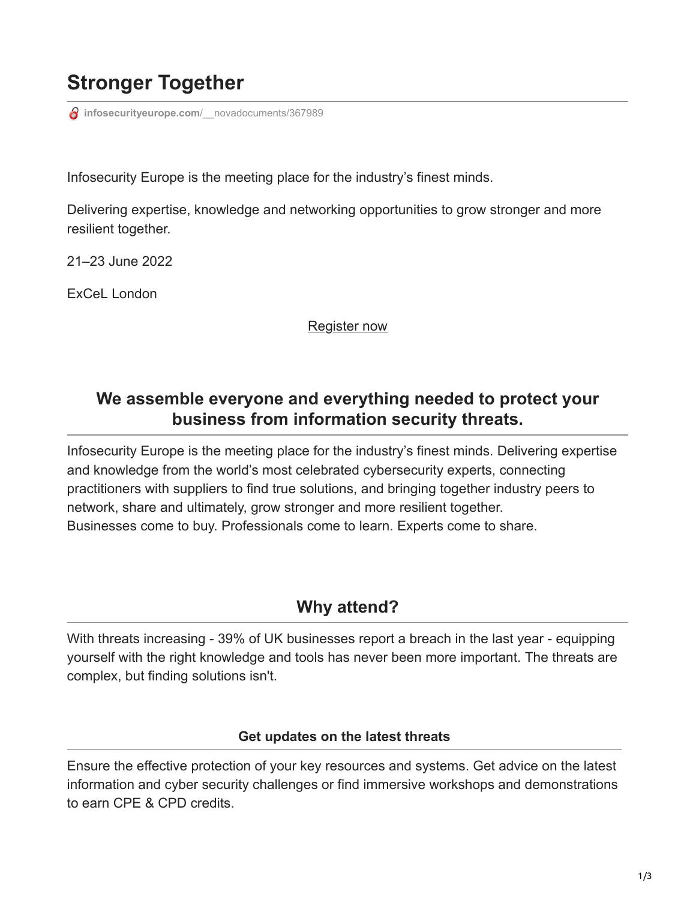# Stronger Together

infosecurityeurope.com/__novadocuments/367989

Infosecurity Europe is the meeting place for the industry's finest minds.

Delivering expertise, knowledge and networking opportunities to grow stronger and more resilient together.

21–23 June 2022

ExCeL London

Register now

## We assemble everyone and everything needed to protect your business from information security threats.

Infosecurity Europe is the meeting place for the industry's finest minds. Delivering expertise and knowledge from the world's most celebrated cybersecurity experts, connecting practitioners with suppliers to find true solutions, and bringing together industry peers to network, share and ultimately, grow stronger and more resilient together.
Businesses come to buy. Professionals come to learn. Experts come to share.

## Why attend?

With threats increasing - 39% of UK businesses report a breach in the last year - equipping yourself with the right knowledge and tools has never been more important. The threats are complex, but finding solutions isn't.

### Get updates on the latest threats

Ensure the effective protection of your key resources and systems. Get advice on the latest information and cyber security challenges or find immersive workshops and demonstrations to earn CPE & CPD credits.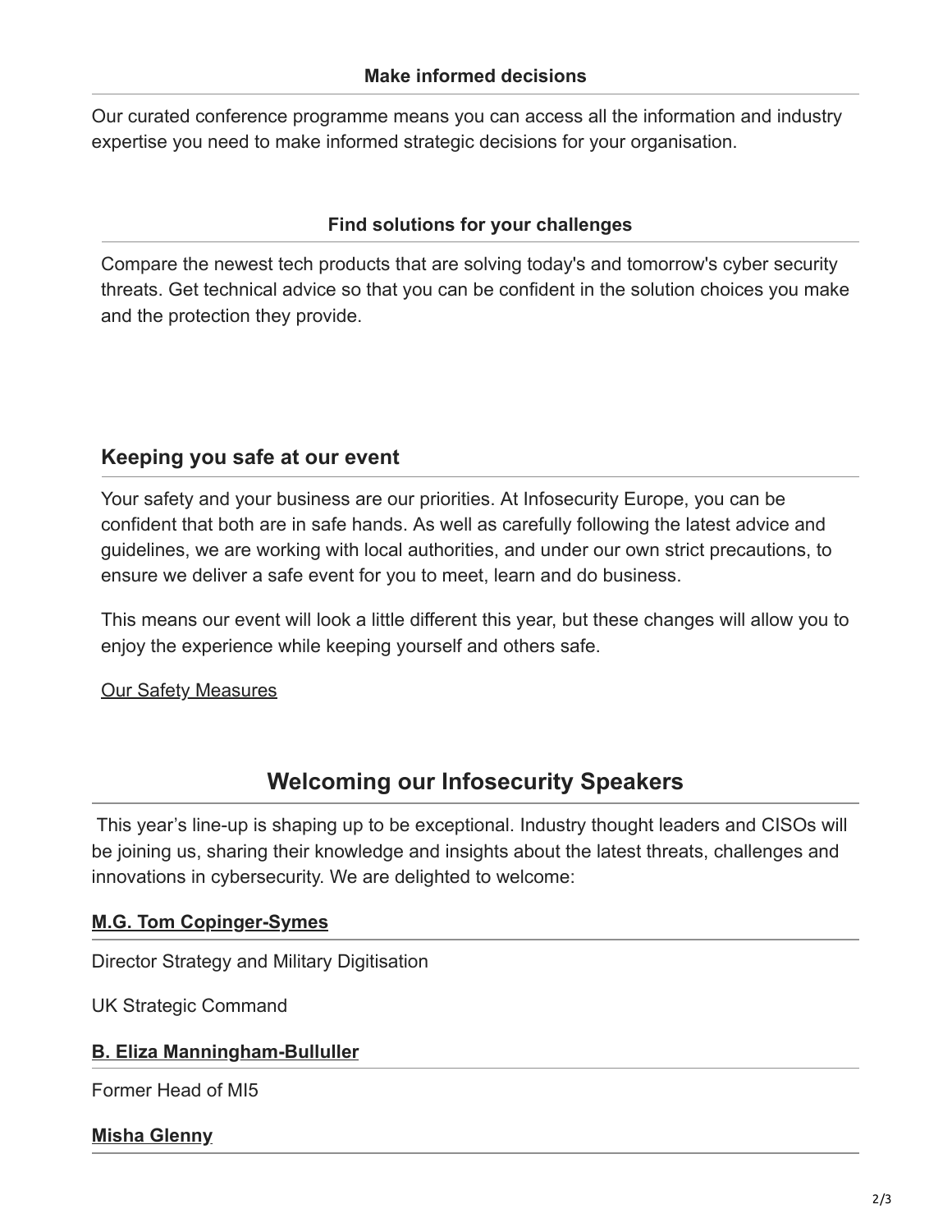### Make informed decisions

Our curated conference programme means you can access all the information and industry expertise you need to make informed strategic decisions for your organisation.

### Find solutions for your challenges

Compare the newest tech products that are solving today's and tomorrow's cyber security threats. Get technical advice so that you can be confident in the solution choices you make and the protection they provide.

## Keeping you safe at our event

Your safety and your business are our priorities. At Infosecurity Europe, you can be confident that both are in safe hands. As well as carefully following the latest advice and guidelines, we are working with local authorities, and under our own strict precautions, to ensure we deliver a safe event for you to meet, learn and do business.

This means our event will look a little different this year, but these changes will allow you to enjoy the experience while keeping yourself and others safe.

Our Safety Measures

## Welcoming our Infosecurity Speakers

This year's line-up is shaping up to be exceptional. Industry thought leaders and CISOs will be joining us, sharing their knowledge and insights about the latest threats, challenges and innovations in cybersecurity. We are delighted to welcome:

### M.G. Tom Copinger-Symes

Director Strategy and Military Digitisation

UK Strategic Command

### B. Eliza Manningham-Bulluller

Former Head of MI5

### Misha Glenny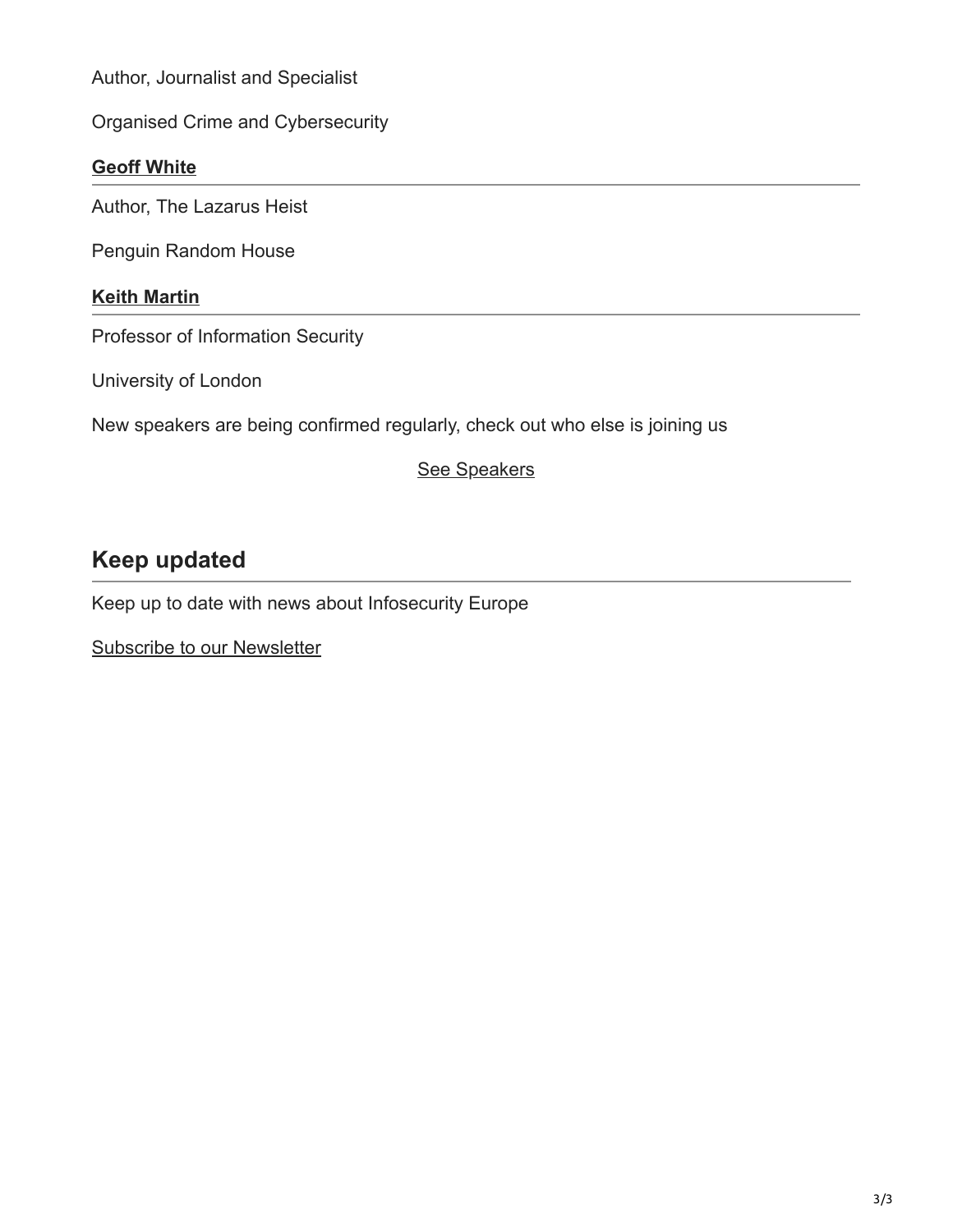Author, Journalist and Specialist

Organised Crime and Cybersecurity

**Geoff White**

Author, The Lazarus Heist

Penguin Random House

**Keith Martin**

Professor of Information Security

University of London

New speakers are being confirmed regularly, check out who else is joining us

See Speakers

## Keep updated

Keep up to date with news about Infosecurity Europe

Subscribe to our Newsletter